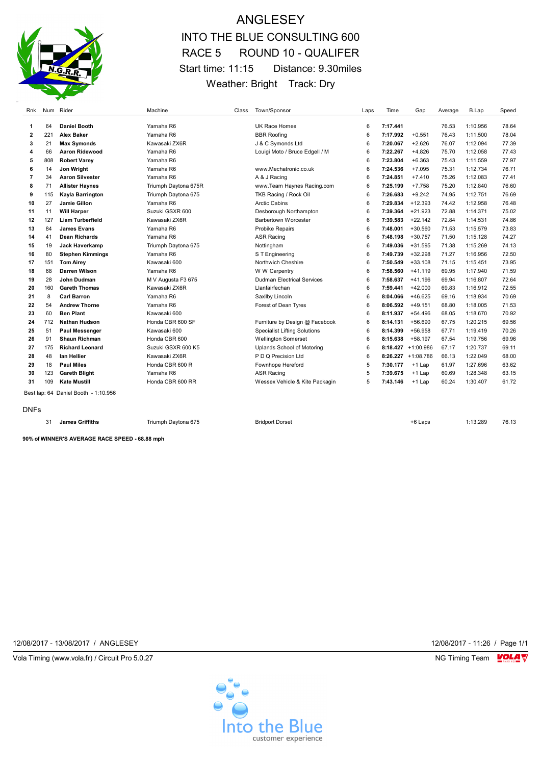# ANGLESEY

## INTO THE BLUE CONSULTING 600

## RACE 5 ROUND 10 - QUALIFER

Start time: 11:15 Distance: 9.30miles

Weather: Bright Track: Dry

| Rnk | Num | Rider | Machine | Class | Town/Sponsor | Laps | Time | Gap | Average | B.Lap | Speed |
|---|---|---|---|---|---|---|---|---|---|---|---|
| 1 | 64 | **Daniel Booth** | Yamaha R6 | | UK Race Homes | 6 | **7:17.441** | | 76.53 | 1:10.956 | 78.64 |
| 2 | 221 | **Alex Baker** | Yamaha R6 | | BBR Roofing | 6 | **7:17.992** | +0.551 | 76.43 | 1:11.500 | 78.04 |
| 3 | 21 | **Max Symonds** | Kawasaki ZX6R | | J & C Symonds Ltd | 6 | **7:20.067** | +2.626 | 76.07 | 1:12.094 | 77.39 |
| 4 | 66 | **Aaron Ridewood** | Yamaha R6 | | Louigi Moto / Bruce Edgell / M | 6 | **7:22.267** | +4.826 | 75.70 | 1:12.058 | 77.43 |
| 5 | 808 | **Robert Varey** | Yamaha R6 | | | 6 | **7:23.804** | +6.363 | 75.43 | 1:11.559 | 77.97 |
| 6 | 14 | **Jon Wright** | Yamaha R6 | | www.Mechatronic.co.uk | 6 | **7:24.536** | +7.095 | 75.31 | 1:12.734 | 76.71 |
| 7 | 34 | **Aaron Silvester** | Yamaha R6 | | A & J Racing | 6 | **7:24.851** | +7.410 | 75.26 | 1:12.083 | 77.41 |
| 8 | 71 | **Allister Haynes** | Triumph Daytona 675R | | www.Team Haynes Racing.com | 6 | **7:25.199** | +7.758 | 75.20 | 1:12.840 | 76.60 |
| 9 | 115 | **Kayla Barrington** | Triumph Daytona 675 | | TKB Racing / Rock Oil | 6 | **7:26.683** | +9.242 | 74.95 | 1:12.751 | 76.69 |
| 10 | 27 | **Jamie Gillon** | Yamaha R6 | | Arctic Cabins | 6 | **7:29.834** | +12.393 | 74.42 | 1:12.958 | 76.48 |
| 11 | 11 | **Will Harper** | Suzuki GSXR 600 | | Desborough Northampton | 6 | **7:39.364** | +21.923 | 72.88 | 1:14.371 | 75.02 |
| 12 | 127 | **Liam Turberfield** | Kawasaki ZX6R | | Barbertown Worcester | 6 | **7:39.583** | +22.142 | 72.84 | 1:14.531 | 74.86 |
| 13 | 84 | **James Evans** | Yamaha R6 | | Probike Repairs | 6 | **7:48.001** | +30.560 | 71.53 | 1:15.579 | 73.83 |
| 14 | 41 | **Dean Richards** | Yamaha R6 | | ASR Racing | 6 | **7:48.198** | +30.757 | 71.50 | 1:15.128 | 74.27 |
| 15 | 19 | **Jack Haverkamp** | Triumph Daytona 675 | | Nottingham | 6 | **7:49.036** | +31.595 | 71.38 | 1:15.269 | 74.13 |
| 16 | 80 | **Stephen Kimmings** | Yamaha R6 | | S T Engineering | 6 | **7:49.739** | +32.298 | 71.27 | 1:16.956 | 72.50 |
| 17 | 151 | **Tom Airey** | Kawasaki 600 | | Northwich Cheshire | 6 | **7:50.549** | +33.108 | 71.15 | 1:15.451 | 73.95 |
| 18 | 68 | **Darren Wilson** | Yamaha R6 | | W W Carpentry | 6 | **7:58.560** | +41.119 | 69.95 | 1:17.940 | 71.59 |
| 19 | 28 | **John Dudman** | M V Augusta F3 675 | | Dudman Electrical Services | 6 | **7:58.637** | +41.196 | 69.94 | 1:16.807 | 72.64 |
| 20 | 160 | **Gareth Thomas** | Kawasaki ZX6R | | Llanfairfechan | 6 | **7:59.441** | +42.000 | 69.83 | 1:16.912 | 72.55 |
| 21 | 8 | **Carl Barron** | Yamaha R6 | | Saxilby Lincoln | 6 | **8:04.066** | +46.625 | 69.16 | 1:18.934 | 70.69 |
| 22 | 54 | **Andrew Thorne** | Yamaha R6 | | Forest of Dean Tyres | 6 | **8:06.592** | +49.151 | 68.80 | 1:18.005 | 71.53 |
| 23 | 60 | **Ben Plant** | Kawasaki 600 | | | 6 | **8:11.937** | +54.496 | 68.05 | 1:18.670 | 70.92 |
| 24 | 712 | **Nathan Hudson** | Honda CBR 600 SF | | Furniture by Design @ Facebook | 6 | **8:14.131** | +56.690 | 67.75 | 1:20.215 | 69.56 |
| 25 | 51 | **Paul Messenger** | Kawasaki 600 | | Specialist Lifting Solutions | 6 | **8:14.399** | +56.958 | 67.71 | 1:19.419 | 70.26 |
| 26 | 91 | **Shaun Richman** | Honda CBR 600 | | Wellington Somerset | 6 | **8:15.638** | +58.197 | 67.54 | 1:19.756 | 69.96 |
| 27 | 175 | **Richard Leonard** | Suzuki GSXR 600 K5 | | Uplands School of Motoring | 6 | **8:18.427** | +1:00.986 | 67.17 | 1:20.737 | 69.11 |
| 28 | 48 | **Ian Hellier** | Kawasaki ZX6R | | P D Q Precision Ltd | 6 | **8:26.227** | +1:08.786 | 66.13 | 1:22.049 | 68.00 |
| 29 | 18 | **Paul Miles** | Honda CBR 600 R | | Fownhope Hereford | 5 | **7:30.177** | +1 Lap | 61.97 | 1:27.696 | 63.62 |
| 30 | 123 | **Gareth Blight** | Yamaha R6 | | ASR Racing | 5 | **7:39.675** | +1 Lap | 60.69 | 1:28.348 | 63.15 |
| 31 | 109 | **Kate Mustill** | Honda CBR 600 RR | | Wessex Vehicle & Kite Packagin | 5 | **7:43.146** | +1 Lap | 60.24 | 1:30.407 | 61.72 |

Best lap: 64 Daniel Booth - 1:10.956

DNFs

| Rnk | Num | Rider | Machine | Class | Town/Sponsor | Laps | Time | Gap | Average | B.Lap | Speed |
|---|---|---|---|---|---|---|---|---|---|---|---|
| | 31 | **James Griffiths** | Triumph Daytona 675 | | Bridport Dorset | | | +6 Laps | | 1:13.289 | 76.13 |

**90% of WINNER'S AVERAGE RACE SPEED - 68.88 mph**

12/08/2017 - 13/08/2017 / ANGLESEY

12/08/2017 - 11:26

Vola Timing (www.vola.fr) / Circuit Pro 5.0.27

NG Timing Team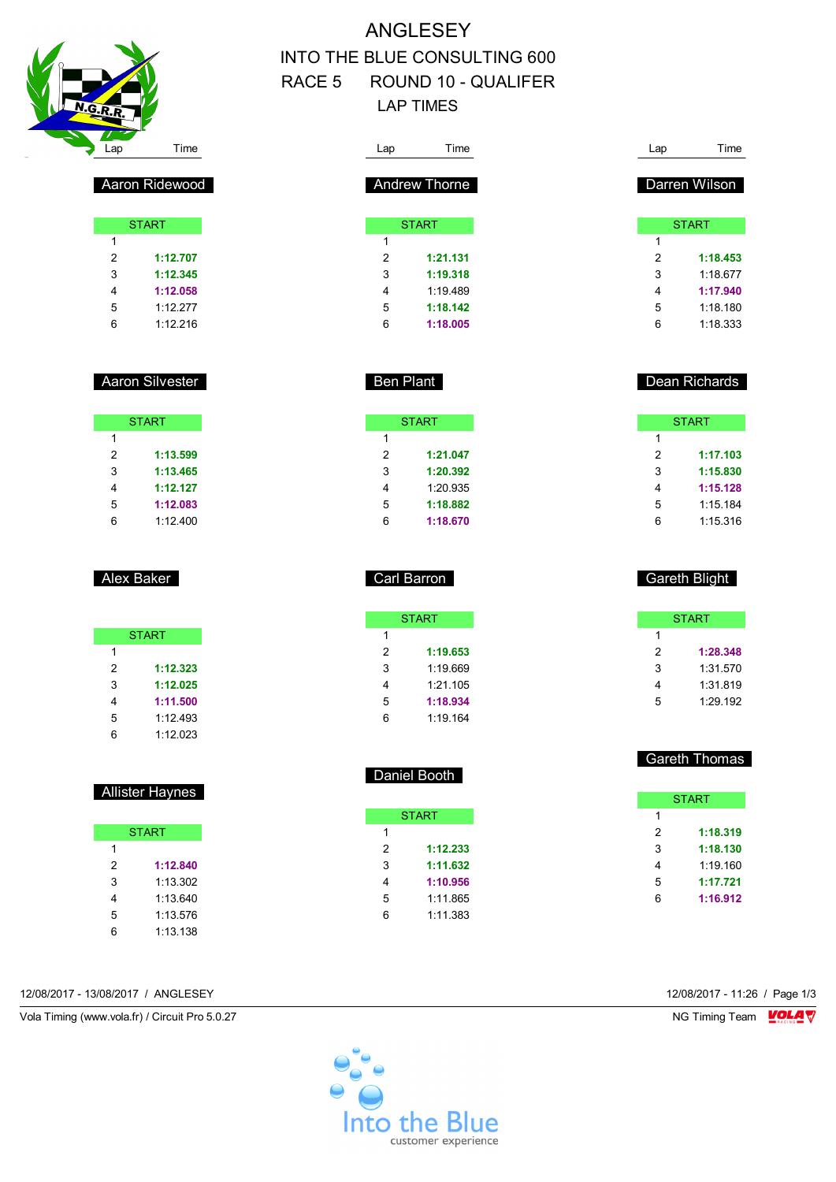# ANGLESEY

## INTO THE BLUE CONSULTING 600

## RACE 5 ROUND 10 - QUALIFER

## LAP TIMES

### Aaron Ridewood

| Lap | Time |
|---|---|
| START | |
| 1 | |
| 2 | **1:12.707** |
| 3 | **1:12.345** |
| 4 | **1:12.058** |
| 5 | 1:12.277 |
| 6 | 1:12.216 |

### Aaron Silvester

| Lap | Time |
|---|---|
| START | |
| 1 | |
| 2 | **1:13.599** |
| 3 | **1:13.465** |
| 4 | **1:12.127** |
| 5 | **1:12.083** |
| 6 | 1:12.400 |

### Alex Baker

| Lap | Time |
|---|---|
| START | |
| 1 | |
| 2 | **1:12.323** |
| 3 | **1:12.025** |
| 4 | **1:11.500** |
| 5 | 1:12.493 |
| 6 | 1:12.023 |

### Allister Haynes

| Lap | Time |
|---|---|
| START | |
| 1 | |
| 2 | **1:12.840** |
| 3 | 1:13.302 |
| 4 | 1:13.640 |
| 5 | 1:13.576 |
| 6 | 1:13.138 |

### Andrew Thorne

| Lap | Time |
|---|---|
| START | |
| 1 | |
| 2 | **1:21.131** |
| 3 | **1:19.318** |
| 4 | 1:19.489 |
| 5 | **1:18.142** |
| 6 | **1:18.005** |

### Ben Plant

| Lap | Time |
|---|---|
| START | |
| 1 | |
| 2 | **1:21.047** |
| 3 | **1:20.392** |
| 4 | 1:20.935 |
| 5 | **1:18.882** |
| 6 | **1:18.670** |

### Carl Barron

| Lap | Time |
|---|---|
| START | |
| 1 | |
| 2 | **1:19.653** |
| 3 | 1:19.669 |
| 4 | 1:21.105 |
| 5 | **1:18.934** |
| 6 | 1:19.164 |

### Daniel Booth

| Lap | Time |
|---|---|
| START | |
| 1 | |
| 2 | **1:12.233** |
| 3 | **1:11.632** |
| 4 | **1:10.956** |
| 5 | 1:11.865 |
| 6 | 1:11.383 |

### Darren Wilson

| Lap | Time |
|---|---|
| START | |
| 1 | |
| 2 | **1:18.453** |
| 3 | 1:18.677 |
| 4 | **1:17.940** |
| 5 | 1:18.180 |
| 6 | 1:18.333 |

### Dean Richards

| Lap | Time |
|---|---|
| START | |
| 1 | |
| 2 | **1:17.103** |
| 3 | **1:15.830** |
| 4 | **1:15.128** |
| 5 | 1:15.184 |
| 6 | 1:15.316 |

### Gareth Blight

| Lap | Time |
|---|---|
| START | |
| 1 | |
| 2 | **1:28.348** |
| 3 | 1:31.570 |
| 4 | 1:31.819 |
| 5 | 1:29.192 |

### Gareth Thomas

| Lap | Time |
|---|---|
| START | |
| 1 | |
| 2 | **1:18.319** |
| 3 | **1:18.130** |
| 4 | 1:19.160 |
| 5 | **1:17.721** |
| 6 | **1:16.912** |

12/08/2017 - 13/08/2017 / ANGLESEY

Vola Timing (www.vola.fr) / Circuit Pro 5.0.27

12/08/2017 - 11:26

NG Timing Team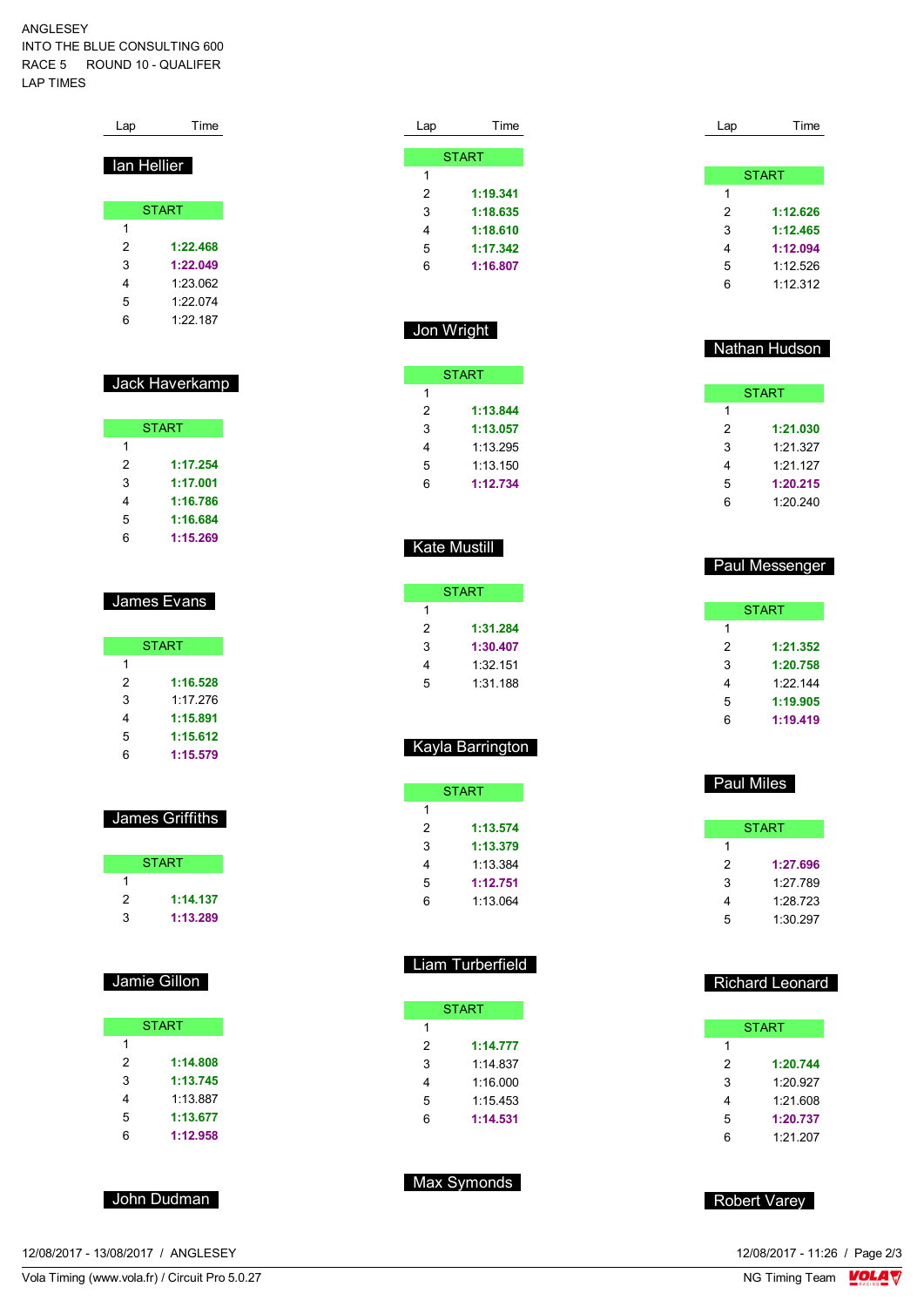ANGLESEY
INTO THE BLUE CONSULTING 600
RACE 5 ROUND 10 - QUALIFER
LAP TIMES

### Ian Hellier

| Lap | Time |
|---|---|
| START | |
| 1 | |
| 2 | 1:22.468 |
| 3 | 1:22.049 |
| 4 | 1:23.062 |
| 5 | 1:22.074 |
| 6 | 1:22.187 |

### Jack Haverkamp

| Lap | Time |
|---|---|
| START | |
| 1 | |
| 2 | 1:17.254 |
| 3 | 1:17.001 |
| 4 | 1:16.786 |
| 5 | 1:16.684 |
| 6 | 1:15.269 |

### James Evans

| Lap | Time |
|---|---|
| START | |
| 1 | |
| 2 | 1:16.528 |
| 3 | 1:17.276 |
| 4 | 1:15.891 |
| 5 | 1:15.612 |
| 6 | 1:15.579 |

### James Griffiths

| Lap | Time |
|---|---|
| START | |
| 1 | |
| 2 | 1:14.137 |
| 3 | 1:13.289 |

### Jamie Gillon

| Lap | Time |
|---|---|
| START | |
| 1 | |
| 2 | 1:14.808 |
| 3 | 1:13.745 |
| 4 | 1:13.887 |
| 5 | 1:13.677 |
| 6 | 1:12.958 |

### John Dudman

| Lap | Time |
|---|---|
| START | |
| 1 | |
| 2 | 1:19.341 |
| 3 | 1:18.635 |
| 4 | 1:18.610 |
| 5 | 1:17.342 |
| 6 | 1:16.807 |

### Jon Wright

| Lap | Time |
|---|---|
| START | |
| 1 | |
| 2 | 1:13.844 |
| 3 | 1:13.057 |
| 4 | 1:13.295 |
| 5 | 1:13.150 |
| 6 | 1:12.734 |

### Kate Mustill

| Lap | Time |
|---|---|
| START | |
| 1 | |
| 2 | 1:31.284 |
| 3 | 1:30.407 |
| 4 | 1:32.151 |
| 5 | 1:31.188 |

### Kayla Barrington

| Lap | Time |
|---|---|
| START | |
| 1 | |
| 2 | 1:13.574 |
| 3 | 1:13.379 |
| 4 | 1:13.384 |
| 5 | 1:12.751 |
| 6 | 1:13.064 |

### Liam Turberfield

| Lap | Time |
|---|---|
| START | |
| 1 | |
| 2 | 1:14.777 |
| 3 | 1:14.837 |
| 4 | 1:16.000 |
| 5 | 1:15.453 |
| 6 | 1:14.531 |

### Max Symonds

| Lap | Time |
|---|---|
| START | |
| 1 | |
| 2 | 1:12.626 |
| 3 | 1:12.465 |
| 4 | 1:12.094 |
| 5 | 1:12.526 |
| 6 | 1:12.312 |

### Nathan Hudson

| Lap | Time |
|---|---|
| START | |
| 1 | |
| 2 | 1:21.030 |
| 3 | 1:21.327 |
| 4 | 1:21.127 |
| 5 | 1:20.215 |
| 6 | 1:20.240 |

### Paul Messenger

| Lap | Time |
|---|---|
| START | |
| 1 | |
| 2 | 1:21.352 |
| 3 | 1:20.758 |
| 4 | 1:22.144 |
| 5 | 1:19.905 |
| 6 | 1:19.419 |

### Paul Miles

| Lap | Time |
|---|---|
| START | |
| 1 | |
| 2 | 1:27.696 |
| 3 | 1:27.789 |
| 4 | 1:28.723 |
| 5 | 1:30.297 |

### Richard Leonard

| Lap | Time |
|---|---|
| START | |
| 1 | |
| 2 | 1:20.744 |
| 3 | 1:20.927 |
| 4 | 1:21.608 |
| 5 | 1:20.737 |
| 6 | 1:21.207 |

### Robert Varey

12/08/2017 - 13/08/2017 / ANGLESEY
12/08/2017 - 11:26 / Page 2/3
Vola Timing (www.vola.fr) / Circuit Pro 5.0.27
NG Timing Team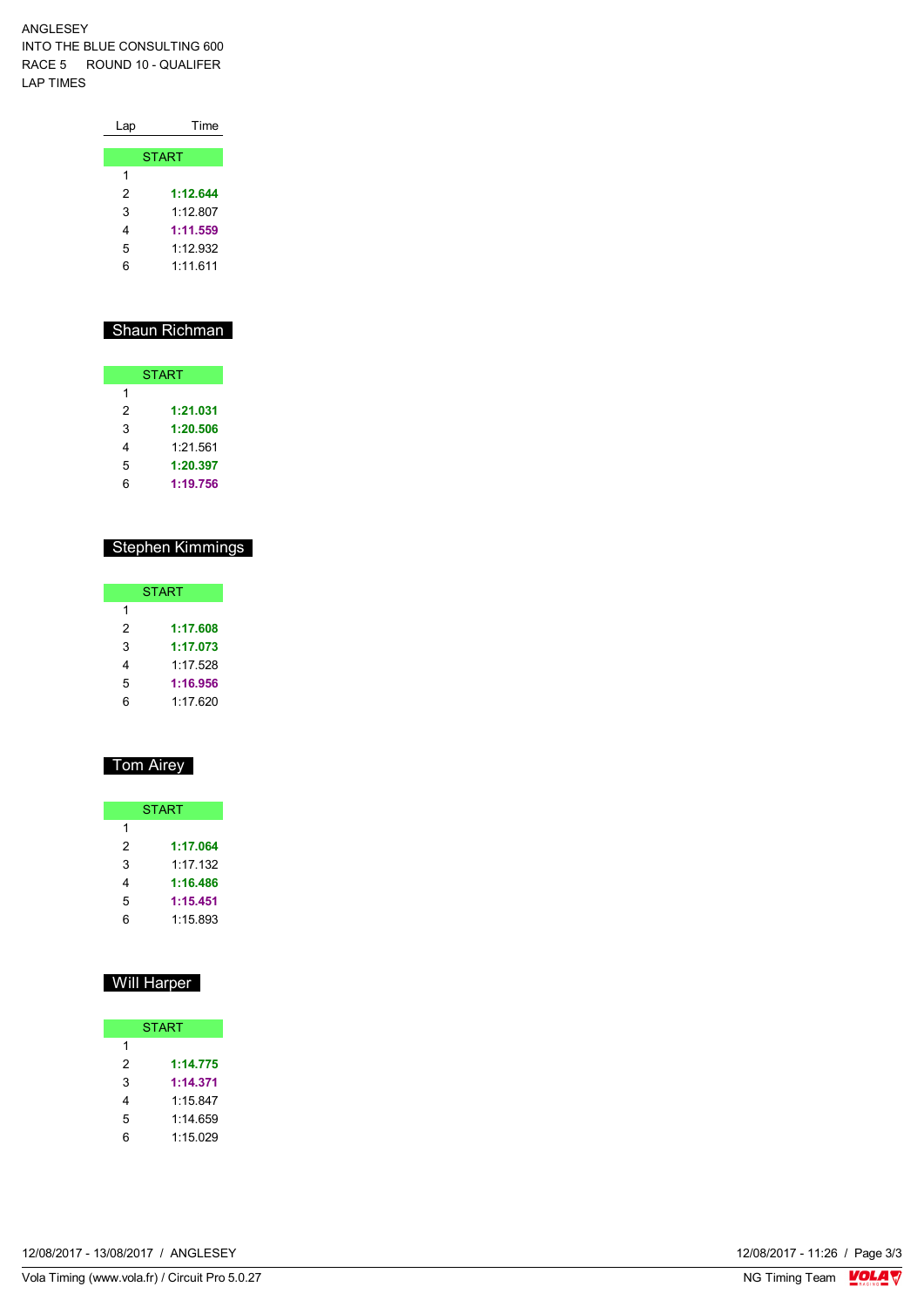ANGLESEY
INTO THE BLUE CONSULTING 600
RACE 5 ROUND 10 - QUALIFER
LAP TIMES

| Lap | Time |
|---|---|
| START | |
| 1 | |
| 2 | **1:12.644** |
| 3 | 1:12.807 |
| 4 | **1:11.559** |
| 5 | 1:12.932 |
| 6 | 1:11.611 |

## Shaun Richman

| Lap | Time |
|---|---|
| START | |
| 1 | |
| 2 | **1:21.031** |
| 3 | **1:20.506** |
| 4 | 1:21.561 |
| 5 | **1:20.397** |
| 6 | **1:19.756** |

## Stephen Kimmings

| Lap | Time |
|---|---|
| START | |
| 1 | |
| 2 | **1:17.608** |
| 3 | **1:17.073** |
| 4 | 1:17.528 |
| 5 | **1:16.956** |
| 6 | 1:17.620 |

## Tom Airey

| Lap | Time |
|---|---|
| START | |
| 1 | |
| 2 | **1:17.064** |
| 3 | 1:17.132 |
| 4 | **1:16.486** |
| 5 | **1:15.451** |
| 6 | 1:15.893 |

## Will Harper

| Lap | Time |
|---|---|
| START | |
| 1 | |
| 2 | **1:14.775** |
| 3 | **1:14.371** |
| 4 | 1:15.847 |
| 5 | 1:14.659 |
| 6 | 1:15.029 |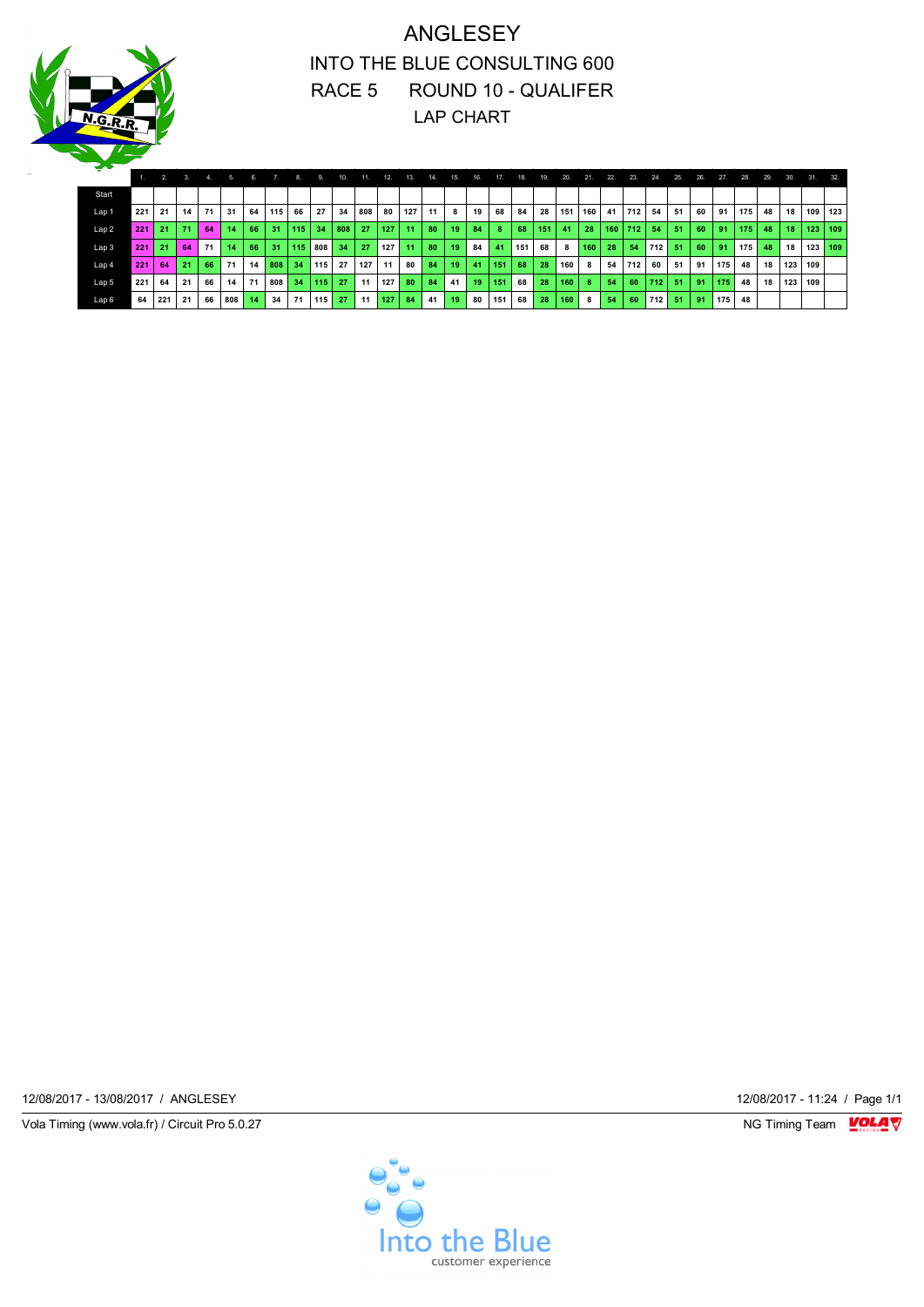# ANGLESEY

## INTO THE BLUE CONSULTING 600

## RACE 5 ROUND 10 - QUALIFER

## LAP CHART

| | 1. | 2. | 3. | 4. | 5. | 6. | 7. | 8. | 9. | 10. | 11. | 12. | 13. | 14. | 15. | 16. | 17. | 18. | 19. | 20. | 21. | 22. | 23. | 24. | 25. | 26. | 27. | 28. | 29. | 30. | 31. | 32. |
|---|---|---|---|---|---|---|---|---|---|---|---|---|---|---|---|---|---|---|---|---|---|---|---|---|---|---|---|---|---|---|---|---|
| Start | | | | | | | | | | | | | | | | | | | | | | | | | | | | | | | | |
| Lap 1 | 221 | 21 | 14 | 71 | 31 | 64 | 115 | 66 | 27 | 34 | 808 | 80 | 127 | 11 | 8 | 19 | 68 | 84 | 28 | 151 | 160 | 41 | 712 | 54 | 51 | 60 | 91 | 175 | 48 | 18 | 109 | 123 |
| Lap 2 | 221 | 21 | 71 | 64 | 14 | 66 | 31 | 115 | 34 | 808 | 27 | 127 | 11 | 80 | 19 | 84 | 8 | 68 | 151 | 41 | 28 | 160 | 712 | 54 | 51 | 60 | 91 | 175 | 48 | 18 | 123 | 109 |
| Lap 3 | 221 | 21 | 64 | 71 | 14 | 66 | 31 | 115 | 808 | 34 | 27 | 127 | 11 | 80 | 19 | 84 | 41 | 151 | 68 | 8 | 160 | 28 | 54 | 712 | 51 | 60 | 91 | 175 | 48 | 18 | 123 | 109 |
| Lap 4 | 221 | 64 | 21 | 66 | 71 | 14 | 808 | 34 | 115 | 27 | 127 | 11 | 80 | 84 | 19 | 41 | 151 | 68 | 28 | 160 | 8 | 54 | 712 | 60 | 51 | 91 | 175 | 48 | 18 | 123 | 109 | |
| Lap 5 | 221 | 64 | 21 | 66 | 14 | 71 | 808 | 34 | 115 | 27 | 11 | 127 | 80 | 84 | 41 | 19 | 151 | 68 | 28 | 160 | 8 | 54 | 60 | 712 | 51 | 91 | 175 | 48 | 18 | 123 | 109 | |
| Lap 6 | 64 | 221 | 21 | 66 | 808 | 14 | 34 | 71 | 115 | 27 | 11 | 127 | 84 | 41 | 19 | 80 | 151 | 68 | 28 | 160 | 8 | 54 | 60 | 712 | 51 | 91 | 175 | 48 | | | | |

12/08/2017 - 13/08/2017 / ANGLESEY

12/08/2017 - 11:24 / Page 1/1

Vola Timing (www.vola.fr) / Circuit Pro 5.0.27

NG Timing Team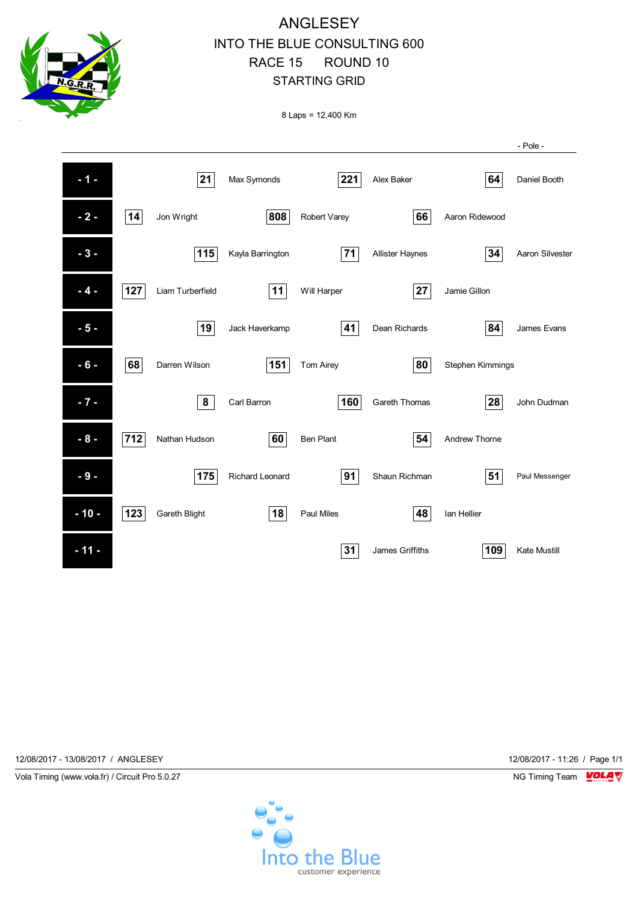# ANGLESEY

## INTO THE BLUE CONSULTING 600

## RACE 15 ROUND 10

## STARTING GRID

8 Laps = 12.400 Km

- Pole -

| Row | No. | Name | No. | Name | No. | Name |
|---|---|---|---|---|---|---|
| - 1 - | 21 | Max Symonds | 221 | Alex Baker | 64 | Daniel Booth |
| - 2 - | 14 | Jon Wright | 808 | Robert Varey | 66 | Aaron Ridewood |
| - 3 - | 115 | Kayla Barrington | 71 | Allister Haynes | 34 | Aaron Silvester |
| - 4 - | 127 | Liam Turberfield | 11 | Will Harper | 27 | Jamie Gillon |
| - 5 - | 19 | Jack Haverkamp | 41 | Dean Richards | 84 | James Evans |
| - 6 - | 68 | Darren Wilson | 151 | Tom Airey | 80 | Stephen Kimmings |
| - 7 - | 8 | Carl Barron | 160 | Gareth Thomas | 28 | John Dudman |
| - 8 - | 712 | Nathan Hudson | 60 | Ben Plant | 54 | Andrew Thorne |
| - 9 - | 175 | Richard Leonard | 91 | Shaun Richman | 51 | Paul Messenger |
| - 10 - | 123 | Gareth Blight | 18 | Paul Miles | 48 | Ian Hellier |
| - 11 - | | | 31 | James Griffiths | 109 | Kate Mustill |

12/08/2017 - 13/08/2017 / ANGLESEY

12/08/2017 - 11:26 / Page 1/1

Vola Timing (www.vola.fr) / Circuit Pro 5.0.27

NG Timing Team

Into the Blue customer experience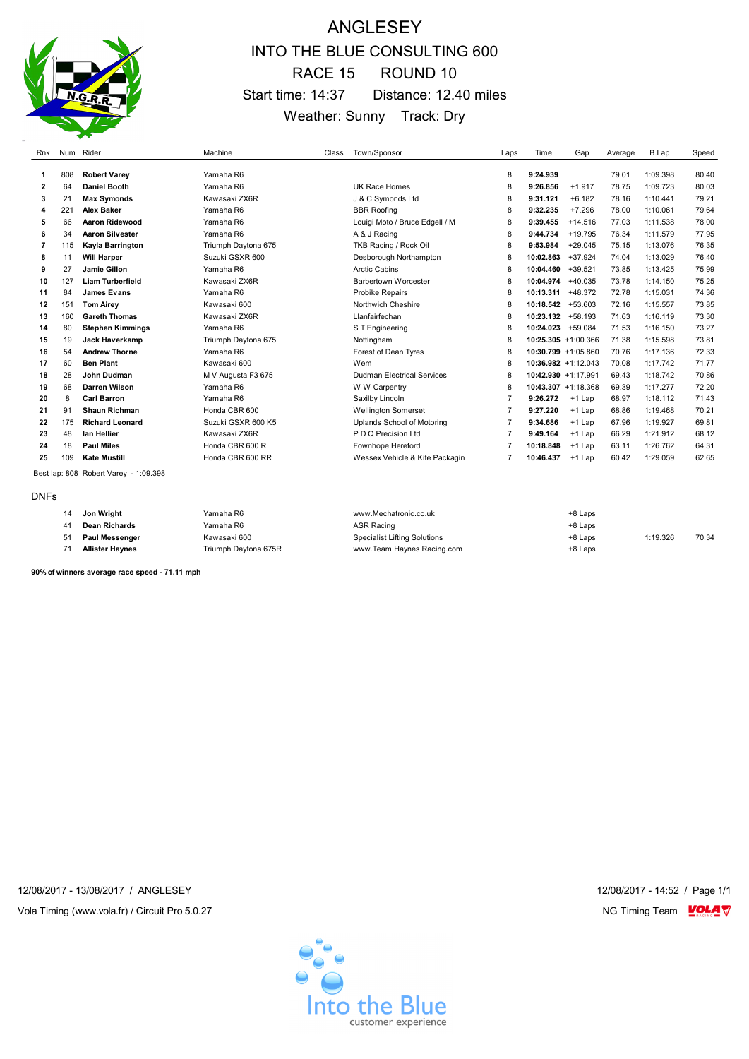# ANGLESEY

## INTO THE BLUE CONSULTING 600

## RACE 15 ROUND 10

Start time: 14:37 Distance: 12.40 miles

Weather: Sunny Track: Dry

| Rnk | Num | Rider | Machine | Class | Town/Sponsor | Laps | Time | Gap | Average | B.Lap | Speed |
|---|---|---|---|---|---|---|---|---|---|---|---|
| 1 | 808 | **Robert Varey** | Yamaha R6 | | | 8 | **9:24.939** | | 79.01 | 1:09.398 | 80.40 |
| 2 | 64 | **Daniel Booth** | Yamaha R6 | | UK Race Homes | 8 | **9:26.856** | +1.917 | 78.75 | 1:09.723 | 80.03 |
| 3 | 21 | **Max Symonds** | Kawasaki ZX6R | | J & C Symonds Ltd | 8 | **9:31.121** | +6.182 | 78.16 | 1:10.441 | 79.21 |
| 4 | 221 | **Alex Baker** | Yamaha R6 | | BBR Roofing | 8 | **9:32.235** | +7.296 | 78.00 | 1:10.061 | 79.64 |
| 5 | 66 | **Aaron Ridewood** | Yamaha R6 | | Louigi Moto / Bruce Edgell / M | 8 | **9:39.455** | +14.516 | 77.03 | 1:11.538 | 78.00 |
| 6 | 34 | **Aaron Silvester** | Yamaha R6 | | A & J Racing | 8 | **9:44.734** | +19.795 | 76.34 | 1:11.579 | 77.95 |
| 7 | 115 | **Kayla Barrington** | Triumph Daytona 675 | | TKB Racing / Rock Oil | 8 | **9:53.984** | +29.045 | 75.15 | 1:13.076 | 76.35 |
| 8 | 11 | **Will Harper** | Suzuki GSXR 600 | | Desborough Northampton | 8 | **10:02.863** | +37.924 | 74.04 | 1:13.029 | 76.40 |
| 9 | 27 | **Jamie Gillon** | Yamaha R6 | | Arctic Cabins | 8 | **10:04.460** | +39.521 | 73.85 | 1:13.425 | 75.99 |
| 10 | 127 | **Liam Turberfield** | Kawasaki ZX6R | | Barbertown Worcester | 8 | **10:04.974** | +40.035 | 73.78 | 1:14.150 | 75.25 |
| 11 | 84 | **James Evans** | Yamaha R6 | | Probike Repairs | 8 | **10:13.311** | +48.372 | 72.78 | 1:15.031 | 74.36 |
| 12 | 151 | **Tom Airey** | Kawasaki 600 | | Northwich Cheshire | 8 | **10:18.542** | +53.603 | 72.16 | 1:15.557 | 73.85 |
| 13 | 160 | **Gareth Thomas** | Kawasaki ZX6R | | Llanfairfechan | 8 | **10:23.132** | +58.193 | 71.63 | 1:16.119 | 73.30 |
| 14 | 80 | **Stephen Kimmings** | Yamaha R6 | | S T Engineering | 8 | **10:24.023** | +59.084 | 71.53 | 1:16.150 | 73.27 |
| 15 | 19 | **Jack Haverkamp** | Triumph Daytona 675 | | Nottingham | 8 | **10:25.305** | +1:00.366 | 71.38 | 1:15.598 | 73.81 |
| 16 | 54 | **Andrew Thorne** | Yamaha R6 | | Forest of Dean Tyres | 8 | **10:30.799** | +1:05.860 | 70.76 | 1:17.136 | 72.33 |
| 17 | 60 | **Ben Plant** | Kawasaki 600 | | Wem | 8 | **10:36.982** | +1:12.043 | 70.08 | 1:17.742 | 71.77 |
| 18 | 28 | **John Dudman** | M V Augusta F3 675 | | Dudman Electrical Services | 8 | **10:42.930** | +1:17.991 | 69.43 | 1:18.742 | 70.86 |
| 19 | 68 | **Darren Wilson** | Yamaha R6 | | W W Carpentry | 8 | **10:43.307** | +1:18.368 | 69.39 | 1:17.277 | 72.20 |
| 20 | 8 | **Carl Barron** | Yamaha R6 | | Saxilby Lincoln | 7 | **9:26.272** | +1 Lap | 68.97 | 1:18.112 | 71.43 |
| 21 | 91 | **Shaun Richman** | Honda CBR 600 | | Wellington Somerset | 7 | **9:27.220** | +1 Lap | 68.86 | 1:19.468 | 70.21 |
| 22 | 175 | **Richard Leonard** | Suzuki GSXR 600 K5 | | Uplands School of Motoring | 7 | **9:34.686** | +1 Lap | 67.96 | 1:19.927 | 69.81 |
| 23 | 48 | **Ian Hellier** | Kawasaki ZX6R | | P D Q Precision Ltd | 7 | **9:49.164** | +1 Lap | 66.29 | 1:21.912 | 68.12 |
| 24 | 18 | **Paul Miles** | Honda CBR 600 R | | Fownhope Hereford | 7 | **10:18.848** | +1 Lap | 63.11 | 1:26.762 | 64.31 |
| 25 | 109 | **Kate Mustill** | Honda CBR 600 RR | | Wessex Vehicle & Kite Packagin | 7 | **10:46.437** | +1 Lap | 60.42 | 1:29.059 | 62.65 |

Best lap: 808 Robert Varey - 1:09.398

DNFs

| Num | Rider | Machine | Town/Sponsor | Gap | B.Lap | Speed |
|---|---|---|---|---|---|---|
| 14 | **Jon Wright** | Yamaha R6 | www.Mechatronic.co.uk | +8 Laps | | |
| 41 | **Dean Richards** | Yamaha R6 | ASR Racing | +8 Laps | | |
| 51 | **Paul Messenger** | Kawasaki 600 | Specialist Lifting Solutions | +8 Laps | 1:19.326 | 70.34 |
| 71 | **Allister Haynes** | Triumph Daytona 675R | www.Team Haynes Racing.com | +8 Laps | | |

**90% of winners average race speed - 71.11 mph**

12/08/2017 - 13/08/2017 / ANGLESEY 12/08/2017 - 14:52

Vola Timing (www.vola.fr) / Circuit Pro 5.0.27 NG Timing Team

Into the Blue customer experience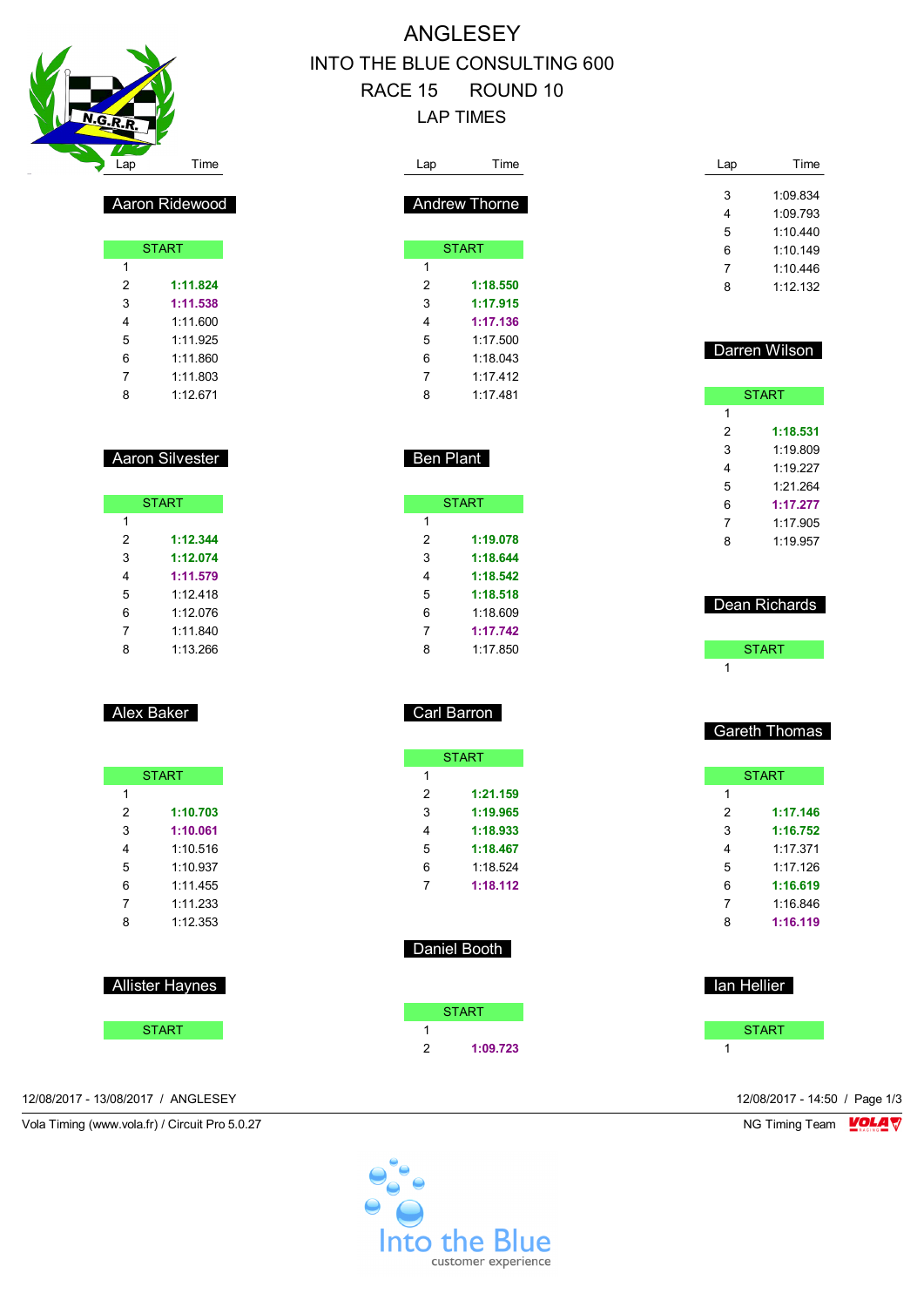# ANGLESEY
## INTO THE BLUE CONSULTING 600
## RACE 15 ROUND 10
## LAP TIMES

### Aaron Ridewood

| Lap | Time |
|---|---|
| START | |
| 1 | |
| 2 | **1:11.824** |
| 3 | **1:11.538** |
| 4 | 1:11.600 |
| 5 | 1:11.925 |
| 6 | 1:11.860 |
| 7 | 1:11.803 |
| 8 | 1:12.671 |

### Aaron Silvester

| Lap | Time |
|---|---|
| START | |
| 1 | |
| 2 | **1:12.344** |
| 3 | **1:12.074** |
| 4 | **1:11.579** |
| 5 | 1:12.418 |
| 6 | 1:12.076 |
| 7 | 1:11.840 |
| 8 | 1:13.266 |

### Alex Baker

| Lap | Time |
|---|---|
| START | |
| 1 | |
| 2 | **1:10.703** |
| 3 | **1:10.061** |
| 4 | 1:10.516 |
| 5 | 1:10.937 |
| 6 | 1:11.455 |
| 7 | 1:11.233 |
| 8 | 1:12.353 |

### Allister Haynes

| Lap | Time |
|---|---|
| START | |

### Andrew Thorne

| Lap | Time |
|---|---|
| START | |
| 1 | |
| 2 | **1:18.550** |
| 3 | **1:17.915** |
| 4 | **1:17.136** |
| 5 | 1:17.500 |
| 6 | 1:18.043 |
| 7 | 1:17.412 |
| 8 | 1:17.481 |

### Ben Plant

| Lap | Time |
|---|---|
| START | |
| 1 | |
| 2 | **1:19.078** |
| 3 | **1:18.644** |
| 4 | **1:18.542** |
| 5 | **1:18.518** |
| 6 | 1:18.609 |
| 7 | **1:17.742** |
| 8 | 1:17.850 |

### Carl Barron

| Lap | Time |
|---|---|
| START | |
| 1 | |
| 2 | **1:21.159** |
| 3 | **1:19.965** |
| 4 | **1:18.933** |
| 5 | **1:18.467** |
| 6 | 1:18.524 |
| 7 | **1:18.112** |

### Daniel Booth

| Lap | Time |
|---|---|
| START | |
| 1 | |
| 2 | **1:09.723** |
| 3 | 1:09.834 |
| 4 | 1:09.793 |
| 5 | 1:10.440 |
| 6 | 1:10.149 |
| 7 | 1:10.446 |
| 8 | 1:12.132 |

### Darren Wilson

| Lap | Time |
|---|---|
| START | |
| 1 | |
| 2 | **1:18.531** |
| 3 | 1:19.809 |
| 4 | 1:19.227 |
| 5 | 1:21.264 |
| 6 | **1:17.277** |
| 7 | 1:17.905 |
| 8 | 1:19.957 |

### Dean Richards

| Lap | Time |
|---|---|
| START | |
| 1 | |

### Gareth Thomas

| Lap | Time |
|---|---|
| START | |
| 1 | |
| 2 | **1:17.146** |
| 3 | **1:16.752** |
| 4 | 1:17.371 |
| 5 | 1:17.126 |
| 6 | **1:16.619** |
| 7 | 1:16.846 |
| 8 | **1:16.119** |

### Ian Hellier

| Lap | Time |
|---|---|
| START | |
| 1 | |

12/08/2017 - 13/08/2017 / ANGLESEY

12/08/2017 - 14:50

Vola Timing (www.vola.fr) / Circuit Pro 5.0.27

NG Timing Team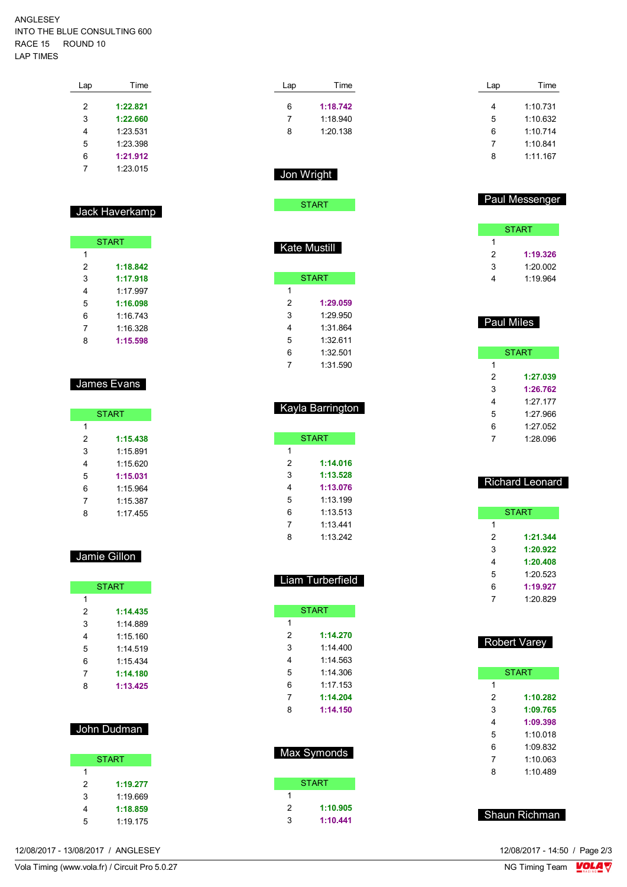ANGLESEY
INTO THE BLUE CONSULTING 600
RACE 15 ROUND 10
LAP TIMES

| Lap | Time |
|---|---|
| 2 | **1:22.821** |
| 3 | **1:22.660** |
| 4 | 1:23.531 |
| 5 | 1:23.398 |
| 6 | **1:21.912** |
| 7 | 1:23.015 |

## Jack Haverkamp

| Lap | Time |
|---|---|
| START | |
| 1 | |
| 2 | **1:18.842** |
| 3 | **1:17.918** |
| 4 | 1:17.997 |
| 5 | **1:16.098** |
| 6 | 1:16.743 |
| 7 | 1:16.328 |
| 8 | **1:15.598** |

## James Evans

| Lap | Time |
|---|---|
| START | |
| 1 | |
| 2 | **1:15.438** |
| 3 | 1:15.891 |
| 4 | 1:15.620 |
| 5 | **1:15.031** |
| 6 | 1:15.964 |
| 7 | 1:15.387 |
| 8 | 1:17.455 |

## Jamie Gillon

| Lap | Time |
|---|---|
| START | |
| 1 | |
| 2 | **1:14.435** |
| 3 | 1:14.889 |
| 4 | 1:15.160 |
| 5 | 1:14.519 |
| 6 | 1:15.434 |
| 7 | **1:14.180** |
| 8 | **1:13.425** |

## John Dudman

| Lap | Time |
|---|---|
| START | |
| 1 | |
| 2 | **1:19.277** |
| 3 | 1:19.669 |
| 4 | **1:18.859** |
| 5 | 1:19.175 |

| Lap | Time |
|---|---|
| 6 | **1:18.742** |
| 7 | 1:18.940 |
| 8 | 1:20.138 |

## Jon Wright

| Lap | Time |
|---|---|
| START | |

## Kate Mustill

| Lap | Time |
|---|---|
| START | |
| 1 | |
| 2 | **1:29.059** |
| 3 | 1:29.950 |
| 4 | 1:31.864 |
| 5 | 1:32.611 |
| 6 | 1:32.501 |
| 7 | 1:31.590 |

## Kayla Barrington

| Lap | Time |
|---|---|
| START | |
| 1 | |
| 2 | **1:14.016** |
| 3 | **1:13.528** |
| 4 | **1:13.076** |
| 5 | 1:13.199 |
| 6 | 1:13.513 |
| 7 | 1:13.441 |
| 8 | 1:13.242 |

## Liam Turberfield

| Lap | Time |
|---|---|
| START | |
| 1 | |
| 2 | **1:14.270** |
| 3 | 1:14.400 |
| 4 | 1:14.563 |
| 5 | 1:14.306 |
| 6 | 1:17.153 |
| 7 | **1:14.204** |
| 8 | **1:14.150** |

## Max Symonds

| Lap | Time |
|---|---|
| START | |
| 1 | |
| 2 | **1:10.905** |
| 3 | **1:10.441** |

| Lap | Time |
|---|---|
| 4 | 1:10.731 |
| 5 | 1:10.632 |
| 6 | 1:10.714 |
| 7 | 1:10.841 |
| 8 | 1:11.167 |

## Paul Messenger

| Lap | Time |
|---|---|
| START | |
| 1 | |
| 2 | **1:19.326** |
| 3 | 1:20.002 |
| 4 | 1:19.964 |

## Paul Miles

| Lap | Time |
|---|---|
| START | |
| 1 | |
| 2 | **1:27.039** |
| 3 | **1:26.762** |
| 4 | 1:27.177 |
| 5 | 1:27.966 |
| 6 | 1:27.052 |
| 7 | 1:28.096 |

## Richard Leonard

| Lap | Time |
|---|---|
| START | |
| 1 | |
| 2 | **1:21.344** |
| 3 | **1:20.922** |
| 4 | **1:20.408** |
| 5 | 1:20.523 |
| 6 | **1:19.927** |
| 7 | 1:20.829 |

## Robert Varey

| Lap | Time |
|---|---|
| START | |
| 1 | |
| 2 | **1:10.282** |
| 3 | **1:09.765** |
| 4 | **1:09.398** |
| 5 | 1:10.018 |
| 6 | 1:09.832 |
| 7 | 1:10.063 |
| 8 | 1:10.489 |

## Shaun Richman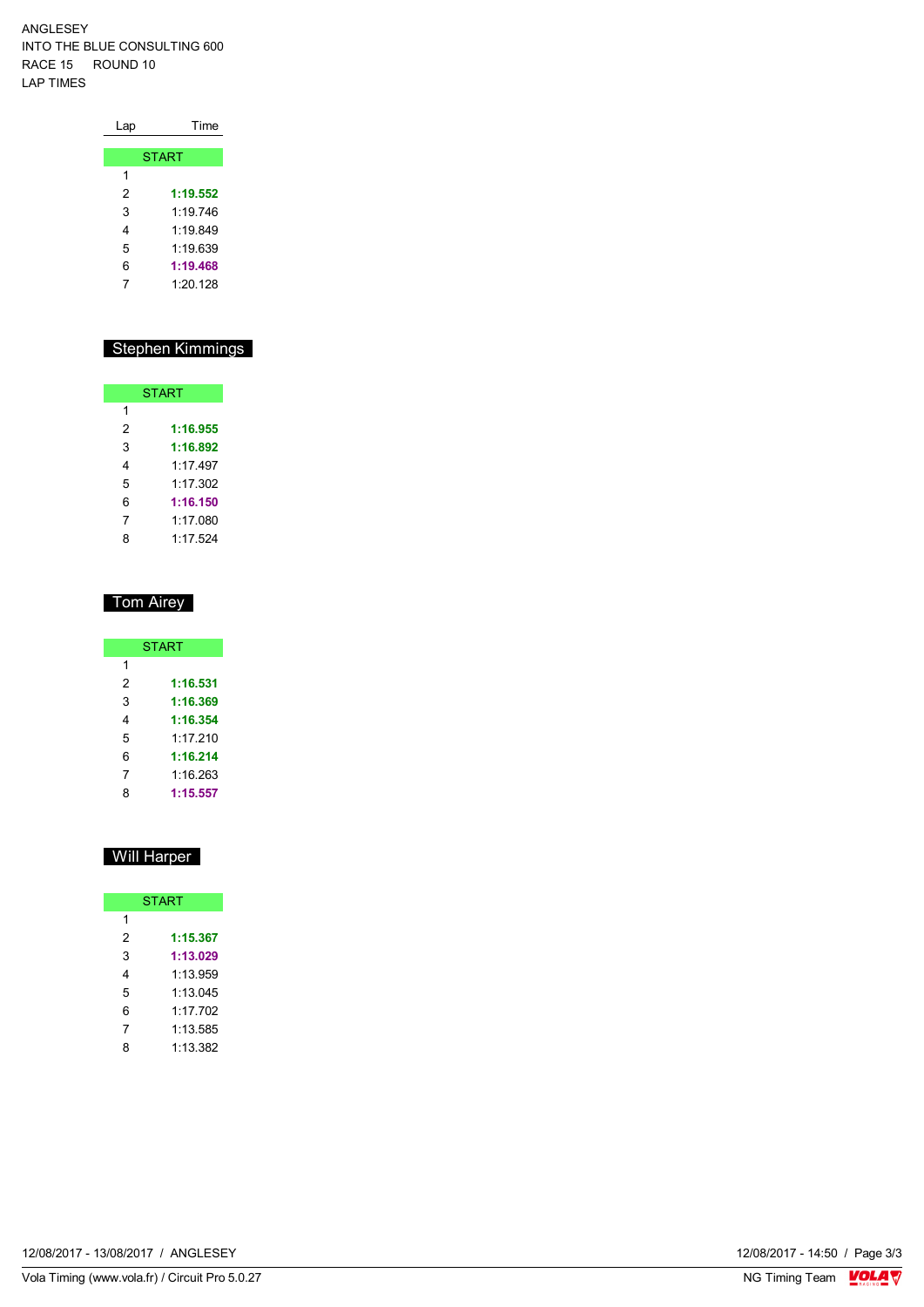ANGLESEY
INTO THE BLUE CONSULTING 600
RACE 15 ROUND 10
LAP TIMES

| Lap | Time |
|---|---|
| START | |
| 1 | |
| 2 | **1:19.552** |
| 3 | 1:19.746 |
| 4 | 1:19.849 |
| 5 | 1:19.639 |
| 6 | **1:19.468** |
| 7 | 1:20.128 |

## Stephen Kimmings

| Lap | Time |
|---|---|
| START | |
| 1 | |
| 2 | **1:16.955** |
| 3 | **1:16.892** |
| 4 | 1:17.497 |
| 5 | 1:17.302 |
| 6 | **1:16.150** |
| 7 | 1:17.080 |
| 8 | 1:17.524 |

## Tom Airey

| Lap | Time |
|---|---|
| START | |
| 1 | |
| 2 | **1:16.531** |
| 3 | **1:16.369** |
| 4 | **1:16.354** |
| 5 | 1:17.210 |
| 6 | **1:16.214** |
| 7 | 1:16.263 |
| 8 | **1:15.557** |

## Will Harper

| Lap | Time |
|---|---|
| START | |
| 1 | |
| 2 | **1:15.367** |
| 3 | **1:13.029** |
| 4 | 1:13.959 |
| 5 | 1:13.045 |
| 6 | 1:17.702 |
| 7 | 1:13.585 |
| 8 | 1:13.382 |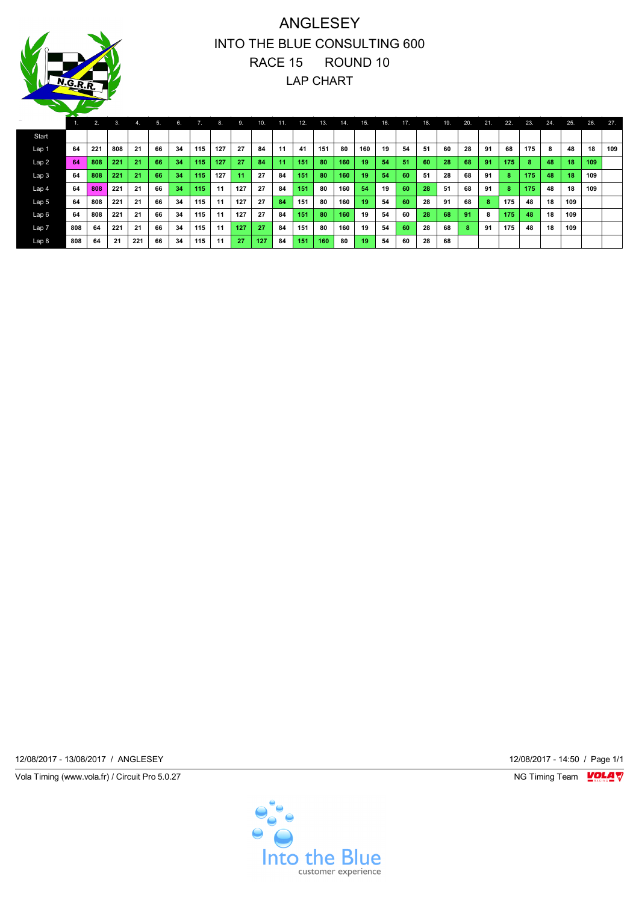# ANGLESEY

## INTO THE BLUE CONSULTING 600

## RACE 15 ROUND 10

## LAP CHART

| | 1. | 2. | 3. | 4. | 5. | 6. | 7. | 8. | 9. | 10. | 11. | 12. | 13. | 14. | 15. | 16. | 17. | 18. | 19. | 20. | 21. | 22. | 23. | 24. | 25. | 26. | 27. |
|---|---|---|---|---|---|---|---|---|---|---|---|---|---|---|---|---|---|---|---|---|---|---|---|---|---|---|---|
| Start | | | | | | | | | | | | | | | | | | | | | | | | | | | |
| Lap 1 | 64 | 221 | 808 | 21 | 66 | 34 | 115 | 127 | 27 | 84 | 11 | 41 | 151 | 80 | 160 | 19 | 54 | 51 | 60 | 28 | 91 | 68 | 175 | 8 | 48 | 18 | 109 |
| Lap 2 | 64 | 808 | 221 | 21 | 66 | 34 | 115 | 127 | 27 | 84 | 11 | 151 | 80 | 160 | 19 | 54 | 51 | 60 | 28 | 68 | 91 | 175 | 8 | 48 | 18 | 109 | |
| Lap 3 | 64 | 808 | 221 | 21 | 66 | 34 | 115 | 127 | 11 | 27 | 84 | 151 | 80 | 160 | 19 | 54 | 60 | 51 | 28 | 68 | 91 | 8 | 175 | 48 | 18 | 109 | |
| Lap 4 | 64 | 808 | 221 | 21 | 66 | 34 | 115 | 11 | 127 | 27 | 84 | 151 | 80 | 160 | 54 | 19 | 60 | 28 | 51 | 68 | 91 | 8 | 175 | 48 | 18 | 109 | |
| Lap 5 | 64 | 808 | 221 | 21 | 66 | 34 | 115 | 11 | 127 | 27 | 84 | 151 | 80 | 160 | 19 | 54 | 60 | 28 | 91 | 68 | 8 | 175 | 48 | 18 | 109 | | |
| Lap 6 | 64 | 808 | 221 | 21 | 66 | 34 | 115 | 11 | 127 | 27 | 84 | 151 | 80 | 160 | 19 | 54 | 60 | 28 | 68 | 91 | 8 | 175 | 48 | 18 | 109 | | |
| Lap 7 | 808 | 64 | 221 | 21 | 66 | 34 | 115 | 11 | 127 | 27 | 84 | 151 | 80 | 160 | 19 | 54 | 60 | 28 | 68 | 8 | 91 | 175 | 48 | 18 | 109 | | |
| Lap 8 | 808 | 64 | 21 | 221 | 66 | 34 | 115 | 11 | 27 | 127 | 84 | 151 | 160 | 80 | 19 | 54 | 60 | 28 | 68 | | | | | | | | |

12/08/2017 - 13/08/2017 / ANGLESEY

12/08/2017 - 14:50 / Page 1/1

Vola Timing (www.vola.fr) / Circuit Pro 5.0.27

NG Timing Team

Into the Blue customer experience